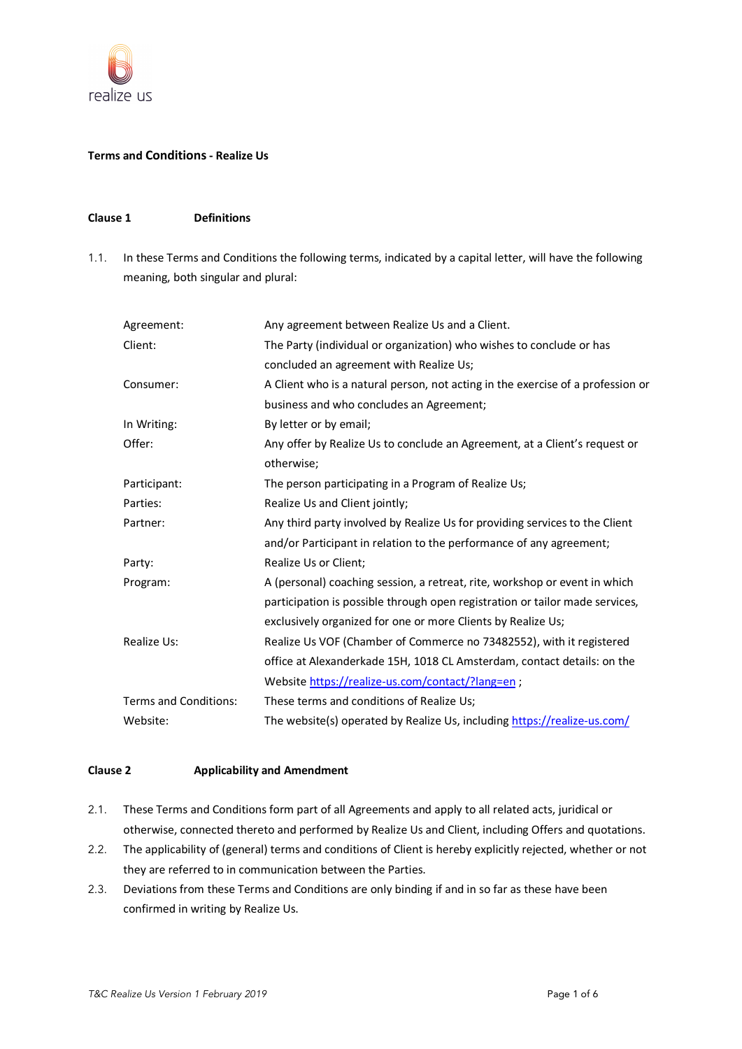realize us

**Terms and Conditions - Realize Us**

**Clause 1 Definitions**

1.1. In these Terms and Conditions the following terms, indicated by a capital letter, will have the following meaning, both singular and plural:

| | |
|---|---|
| Agreement: | Any agreement between Realize Us and a Client. |
| Client: | The Party (individual or organization) who wishes to conclude or has concluded an agreement with Realize Us; |
| Consumer: | A Client who is a natural person, not acting in the exercise of a profession or business and who concludes an Agreement; |
| In Writing: | By letter or by email; |
| Offer: | Any offer by Realize Us to conclude an Agreement, at a Client's request or otherwise; |
| Participant: | The person participating in a Program of Realize Us; |
| Parties: | Realize Us and Client jointly; |
| Partner: | Any third party involved by Realize Us for providing services to the Client and/or Participant in relation to the performance of any agreement; |
| Party: | Realize Us or Client; |
| Program: | A (personal) coaching session, a retreat, rite, workshop or event in which participation is possible through open registration or tailor made services, exclusively organized for one or more Clients by Realize Us; |
| Realize Us: | Realize Us VOF (Chamber of Commerce no 73482552), with it registered office at Alexanderkade 15H, 1018 CL Amsterdam, contact details: on the Website https://realize-us.com/contact/?lang=en ; |
| Terms and Conditions: | These terms and conditions of Realize Us; |
| Website: | The website(s) operated by Realize Us, including https://realize-us.com/ |

**Clause 2 Applicability and Amendment**

2.1. These Terms and Conditions form part of all Agreements and apply to all related acts, juridical or otherwise, connected thereto and performed by Realize Us and Client, including Offers and quotations.

2.2. The applicability of (general) terms and conditions of Client is hereby explicitly rejected, whether or not they are referred to in communication between the Parties.

2.3. Deviations from these Terms and Conditions are only binding if and in so far as these have been confirmed in writing by Realize Us.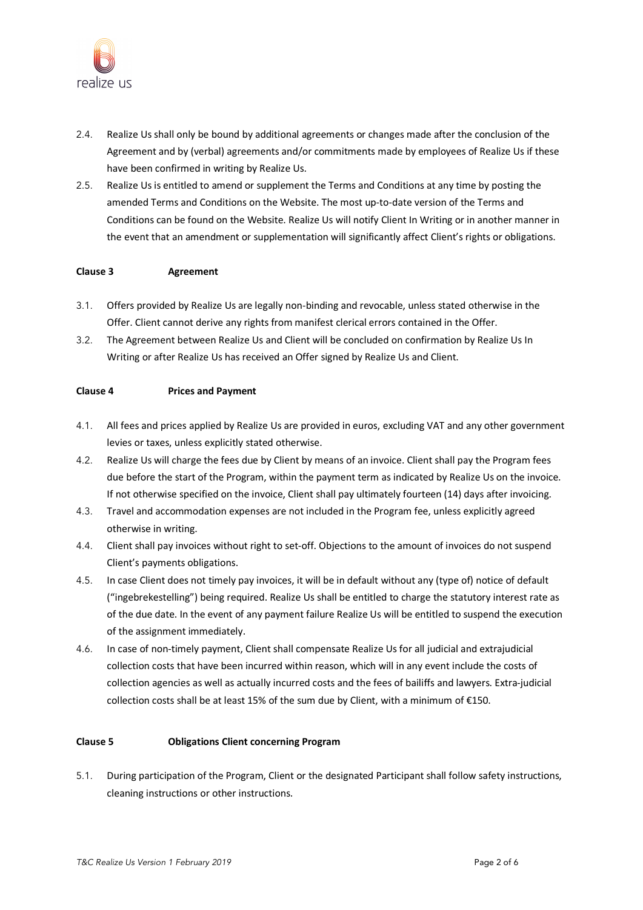2.4. Realize Us shall only be bound by additional agreements or changes made after the conclusion of the Agreement and by (verbal) agreements and/or commitments made by employees of Realize Us if these have been confirmed in writing by Realize Us.

2.5. Realize Us is entitled to amend or supplement the Terms and Conditions at any time by posting the amended Terms and Conditions on the Website. The most up-to-date version of the Terms and Conditions can be found on the Website. Realize Us will notify Client In Writing or in another manner in the event that an amendment or supplementation will significantly affect Client's rights or obligations.

**Clause 3 Agreement**

3.1. Offers provided by Realize Us are legally non-binding and revocable, unless stated otherwise in the Offer. Client cannot derive any rights from manifest clerical errors contained in the Offer.

3.2. The Agreement between Realize Us and Client will be concluded on confirmation by Realize Us In Writing or after Realize Us has received an Offer signed by Realize Us and Client.

**Clause 4 Prices and Payment**

4.1. All fees and prices applied by Realize Us are provided in euros, excluding VAT and any other government levies or taxes, unless explicitly stated otherwise.

4.2. Realize Us will charge the fees due by Client by means of an invoice. Client shall pay the Program fees due before the start of the Program, within the payment term as indicated by Realize Us on the invoice. If not otherwise specified on the invoice, Client shall pay ultimately fourteen (14) days after invoicing.

4.3. Travel and accommodation expenses are not included in the Program fee, unless explicitly agreed otherwise in writing.

4.4. Client shall pay invoices without right to set-off. Objections to the amount of invoices do not suspend Client's payments obligations.

4.5. In case Client does not timely pay invoices, it will be in default without any (type of) notice of default ("ingebrekestelling") being required. Realize Us shall be entitled to charge the statutory interest rate as of the due date. In the event of any payment failure Realize Us will be entitled to suspend the execution of the assignment immediately.

4.6. In case of non-timely payment, Client shall compensate Realize Us for all judicial and extrajudicial collection costs that have been incurred within reason, which will in any event include the costs of collection agencies as well as actually incurred costs and the fees of bailiffs and lawyers. Extra-judicial collection costs shall be at least 15% of the sum due by Client, with a minimum of €150.

**Clause 5 Obligations Client concerning Program**

5.1. During participation of the Program, Client or the designated Participant shall follow safety instructions, cleaning instructions or other instructions.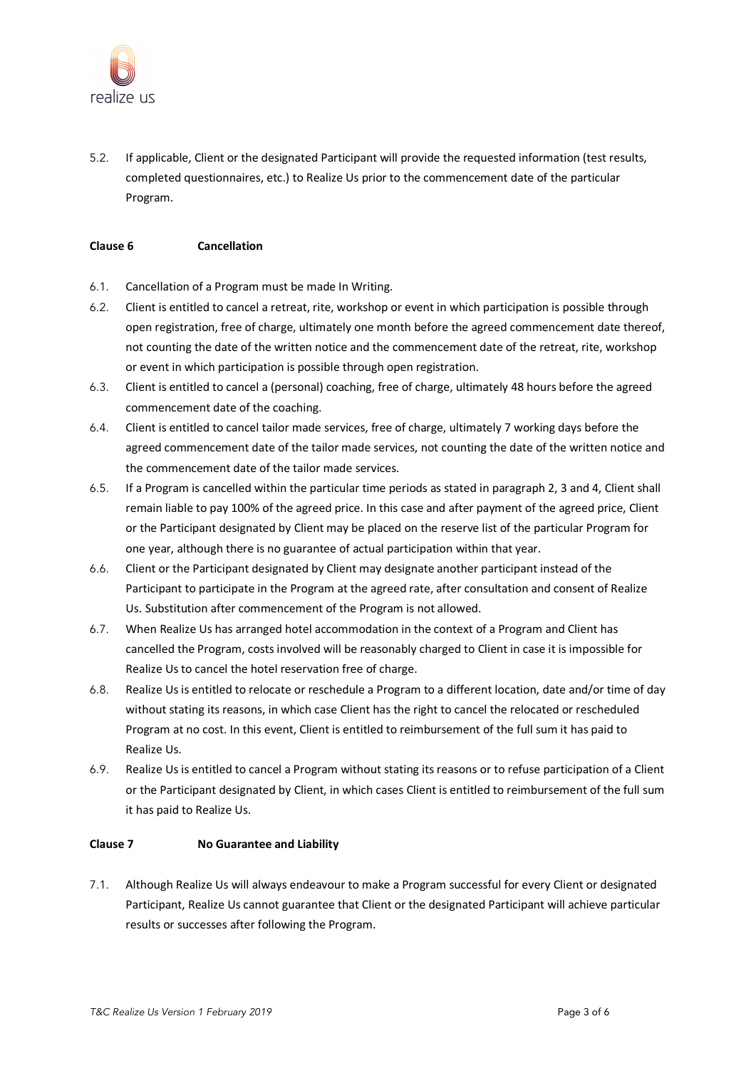5.2. If applicable, Client or the designated Participant will provide the requested information (test results, completed questionnaires, etc.) to Realize Us prior to the commencement date of the particular Program.

**Clause 6 Cancellation**

6.1. Cancellation of a Program must be made In Writing.

6.2. Client is entitled to cancel a retreat, rite, workshop or event in which participation is possible through open registration, free of charge, ultimately one month before the agreed commencement date thereof, not counting the date of the written notice and the commencement date of the retreat, rite, workshop or event in which participation is possible through open registration.

6.3. Client is entitled to cancel a (personal) coaching, free of charge, ultimately 48 hours before the agreed commencement date of the coaching.

6.4. Client is entitled to cancel tailor made services, free of charge, ultimately 7 working days before the agreed commencement date of the tailor made services, not counting the date of the written notice and the commencement date of the tailor made services.

6.5. If a Program is cancelled within the particular time periods as stated in paragraph 2, 3 and 4, Client shall remain liable to pay 100% of the agreed price. In this case and after payment of the agreed price, Client or the Participant designated by Client may be placed on the reserve list of the particular Program for one year, although there is no guarantee of actual participation within that year.

6.6. Client or the Participant designated by Client may designate another participant instead of the Participant to participate in the Program at the agreed rate, after consultation and consent of Realize Us. Substitution after commencement of the Program is not allowed.

6.7. When Realize Us has arranged hotel accommodation in the context of a Program and Client has cancelled the Program, costs involved will be reasonably charged to Client in case it is impossible for Realize Us to cancel the hotel reservation free of charge.

6.8. Realize Us is entitled to relocate or reschedule a Program to a different location, date and/or time of day without stating its reasons, in which case Client has the right to cancel the relocated or rescheduled Program at no cost. In this event, Client is entitled to reimbursement of the full sum it has paid to Realize Us.

6.9. Realize Us is entitled to cancel a Program without stating its reasons or to refuse participation of a Client or the Participant designated by Client, in which cases Client is entitled to reimbursement of the full sum it has paid to Realize Us.

**Clause 7 No Guarantee and Liability**

7.1. Although Realize Us will always endeavour to make a Program successful for every Client or designated Participant, Realize Us cannot guarantee that Client or the designated Participant will achieve particular results or successes after following the Program.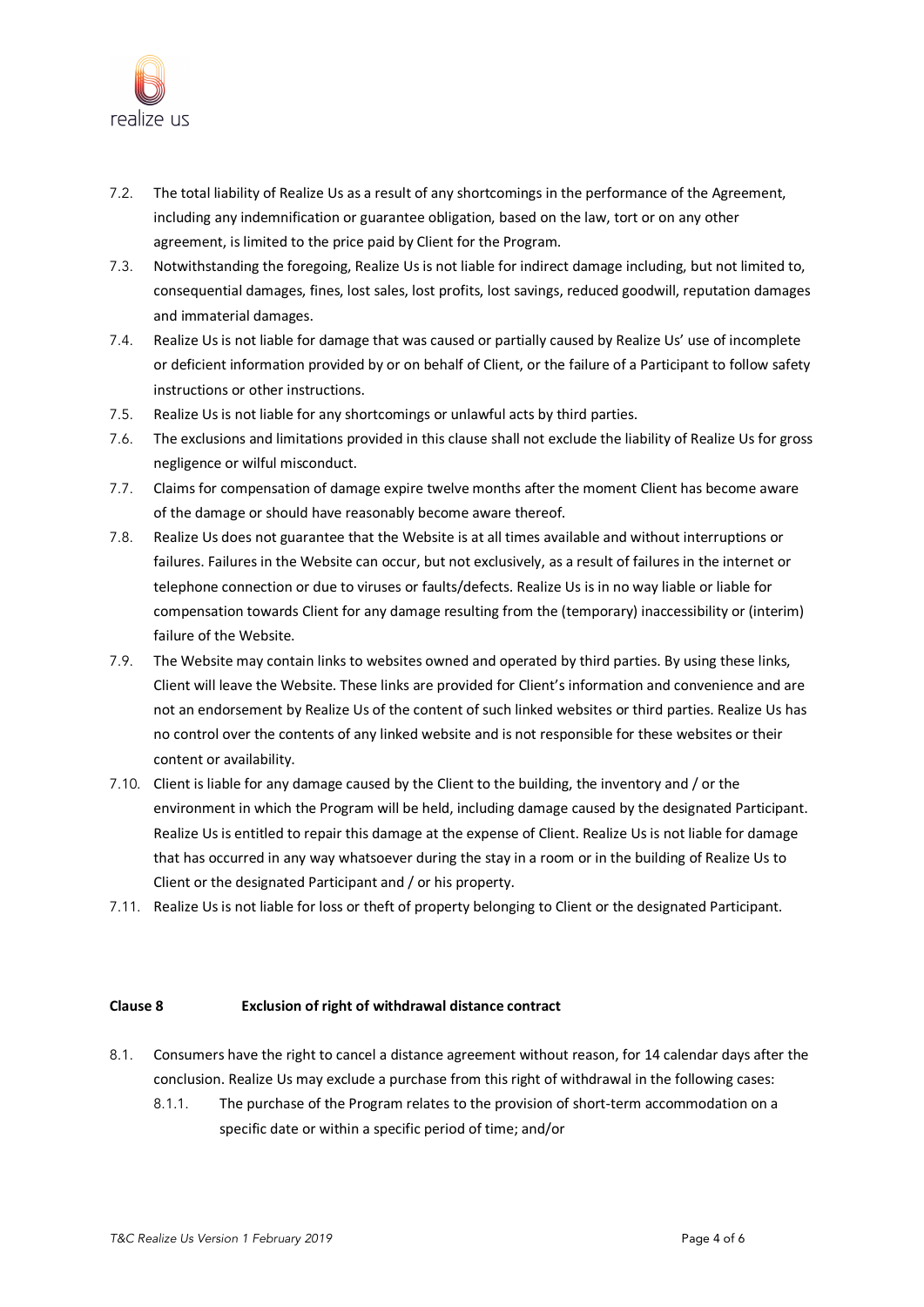7.2. The total liability of Realize Us as a result of any shortcomings in the performance of the Agreement, including any indemnification or guarantee obligation, based on the law, tort or on any other agreement, is limited to the price paid by Client for the Program.

7.3. Notwithstanding the foregoing, Realize Us is not liable for indirect damage including, but not limited to, consequential damages, fines, lost sales, lost profits, lost savings, reduced goodwill, reputation damages and immaterial damages.

7.4. Realize Us is not liable for damage that was caused or partially caused by Realize Us' use of incomplete or deficient information provided by or on behalf of Client, or the failure of a Participant to follow safety instructions or other instructions.

7.5. Realize Us is not liable for any shortcomings or unlawful acts by third parties.

7.6. The exclusions and limitations provided in this clause shall not exclude the liability of Realize Us for gross negligence or wilful misconduct.

7.7. Claims for compensation of damage expire twelve months after the moment Client has become aware of the damage or should have reasonably become aware thereof.

7.8. Realize Us does not guarantee that the Website is at all times available and without interruptions or failures. Failures in the Website can occur, but not exclusively, as a result of failures in the internet or telephone connection or due to viruses or faults/defects. Realize Us is in no way liable or liable for compensation towards Client for any damage resulting from the (temporary) inaccessibility or (interim) failure of the Website.

7.9. The Website may contain links to websites owned and operated by third parties. By using these links, Client will leave the Website. These links are provided for Client's information and convenience and are not an endorsement by Realize Us of the content of such linked websites or third parties. Realize Us has no control over the contents of any linked website and is not responsible for these websites or their content or availability.

7.10. Client is liable for any damage caused by the Client to the building, the inventory and / or the environment in which the Program will be held, including damage caused by the designated Participant. Realize Us is entitled to repair this damage at the expense of Client. Realize Us is not liable for damage that has occurred in any way whatsoever during the stay in a room or in the building of Realize Us to Client or the designated Participant and / or his property.

7.11. Realize Us is not liable for loss or theft of property belonging to Client or the designated Participant.

**Clause 8 Exclusion of right of withdrawal distance contract**

8.1. Consumers have the right to cancel a distance agreement without reason, for 14 calendar days after the conclusion. Realize Us may exclude a purchase from this right of withdrawal in the following cases:

8.1.1. The purchase of the Program relates to the provision of short-term accommodation on a specific date or within a specific period of time; and/or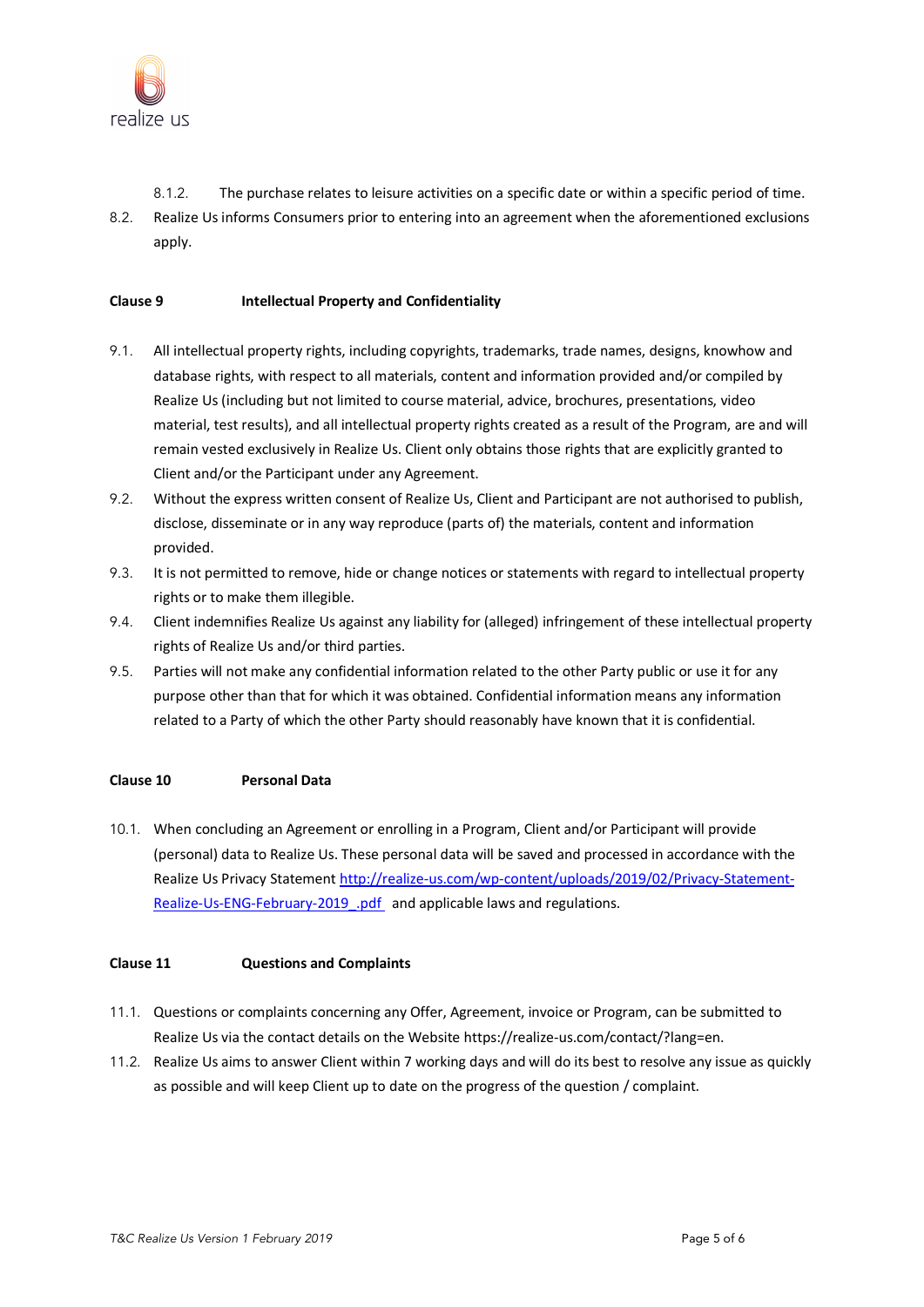8.1.2. The purchase relates to leisure activities on a specific date or within a specific period of time.

8.2. Realize Us informs Consumers prior to entering into an agreement when the aforementioned exclusions apply.

**Clause 9 Intellectual Property and Confidentiality**

9.1. All intellectual property rights, including copyrights, trademarks, trade names, designs, knowhow and database rights, with respect to all materials, content and information provided and/or compiled by Realize Us (including but not limited to course material, advice, brochures, presentations, video material, test results), and all intellectual property rights created as a result of the Program, are and will remain vested exclusively in Realize Us. Client only obtains those rights that are explicitly granted to Client and/or the Participant under any Agreement.

9.2. Without the express written consent of Realize Us, Client and Participant are not authorised to publish, disclose, disseminate or in any way reproduce (parts of) the materials, content and information provided.

9.3. It is not permitted to remove, hide or change notices or statements with regard to intellectual property rights or to make them illegible.

9.4. Client indemnifies Realize Us against any liability for (alleged) infringement of these intellectual property rights of Realize Us and/or third parties.

9.5. Parties will not make any confidential information related to the other Party public or use it for any purpose other than that for which it was obtained. Confidential information means any information related to a Party of which the other Party should reasonably have known that it is confidential.

**Clause 10 Personal Data**

10.1. When concluding an Agreement or enrolling in a Program, Client and/or Participant will provide (personal) data to Realize Us. These personal data will be saved and processed in accordance with the Realize Us Privacy Statement http://realize-us.com/wp-content/uploads/2019/02/Privacy-Statement-Realize-Us-ENG-February-2019_.pdf and applicable laws and regulations.

**Clause 11 Questions and Complaints**

11.1. Questions or complaints concerning any Offer, Agreement, invoice or Program, can be submitted to Realize Us via the contact details on the Website https://realize-us.com/contact/?lang=en.

11.2. Realize Us aims to answer Client within 7 working days and will do its best to resolve any issue as quickly as possible and will keep Client up to date on the progress of the question / complaint.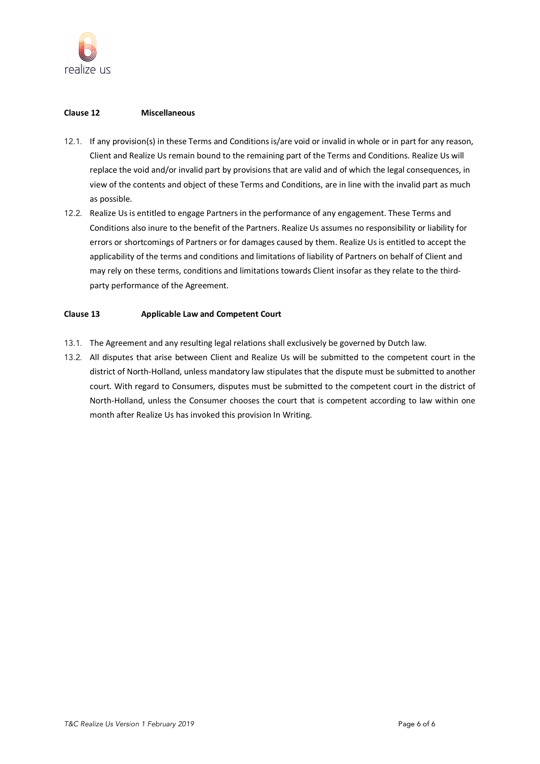## Clause 12 Miscellaneous

12.1. If any provision(s) in these Terms and Conditions is/are void or invalid in whole or in part for any reason, Client and Realize Us remain bound to the remaining part of the Terms and Conditions. Realize Us will replace the void and/or invalid part by provisions that are valid and of which the legal consequences, in view of the contents and object of these Terms and Conditions, are in line with the invalid part as much as possible.

12.2. Realize Us is entitled to engage Partners in the performance of any engagement. These Terms and Conditions also inure to the benefit of the Partners. Realize Us assumes no responsibility or liability for errors or shortcomings of Partners or for damages caused by them. Realize Us is entitled to accept the applicability of the terms and conditions and limitations of liability of Partners on behalf of Client and may rely on these terms, conditions and limitations towards Client insofar as they relate to the third-party performance of the Agreement.

## Clause 13 Applicable Law and Competent Court

13.1. The Agreement and any resulting legal relations shall exclusively be governed by Dutch law.

13.2. All disputes that arise between Client and Realize Us will be submitted to the competent court in the district of North-Holland, unless mandatory law stipulates that the dispute must be submitted to another court. With regard to Consumers, disputes must be submitted to the competent court in the district of North-Holland, unless the Consumer chooses the court that is competent according to law within one month after Realize Us has invoked this provision In Writing.